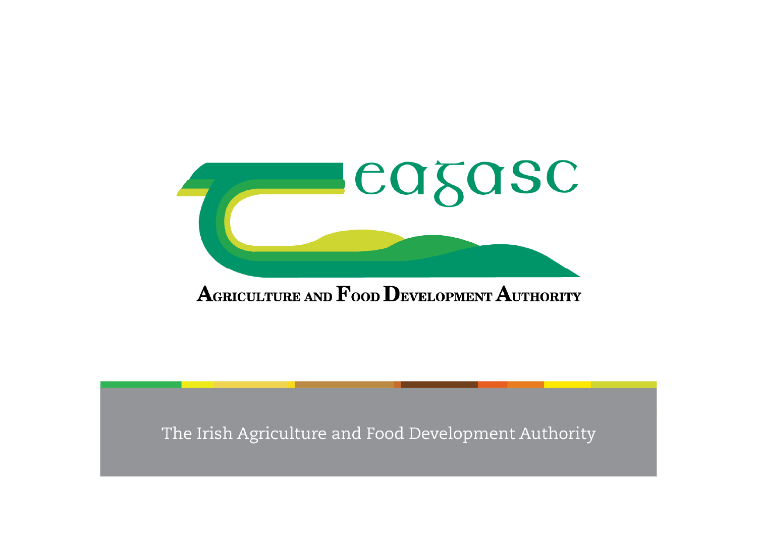# teagasc

**AGRICULTURE AND FOOD DEVELOPMENT AUTHORITY**

The Irish Agriculture and Food Development Authority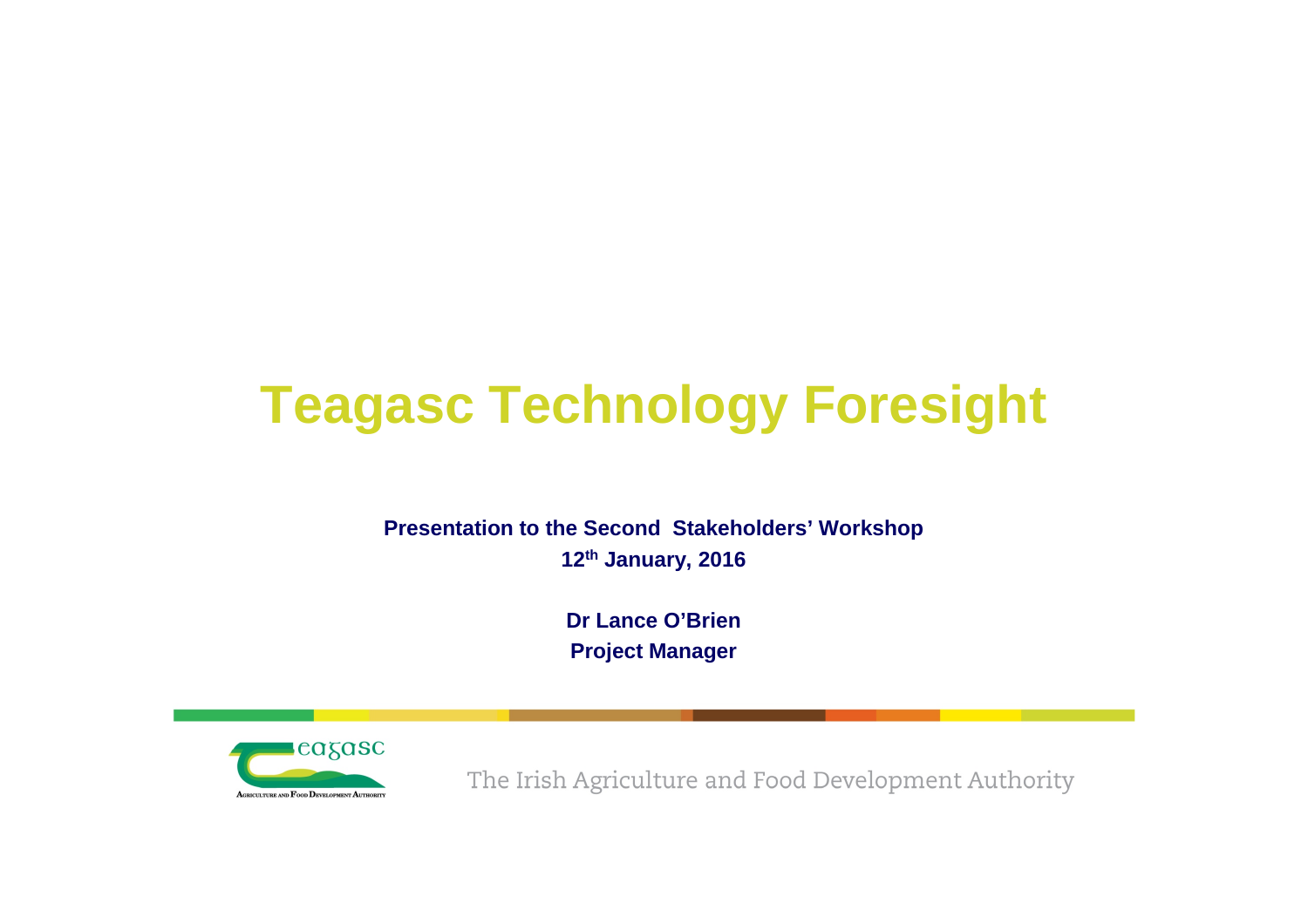# Teagasc Technology Foresight

**Presentation to the Second Stakeholders' Workshop**
**12th January, 2016**

**Dr Lance O'Brien**
**Project Manager**

The Irish Agriculture and Food Development Authority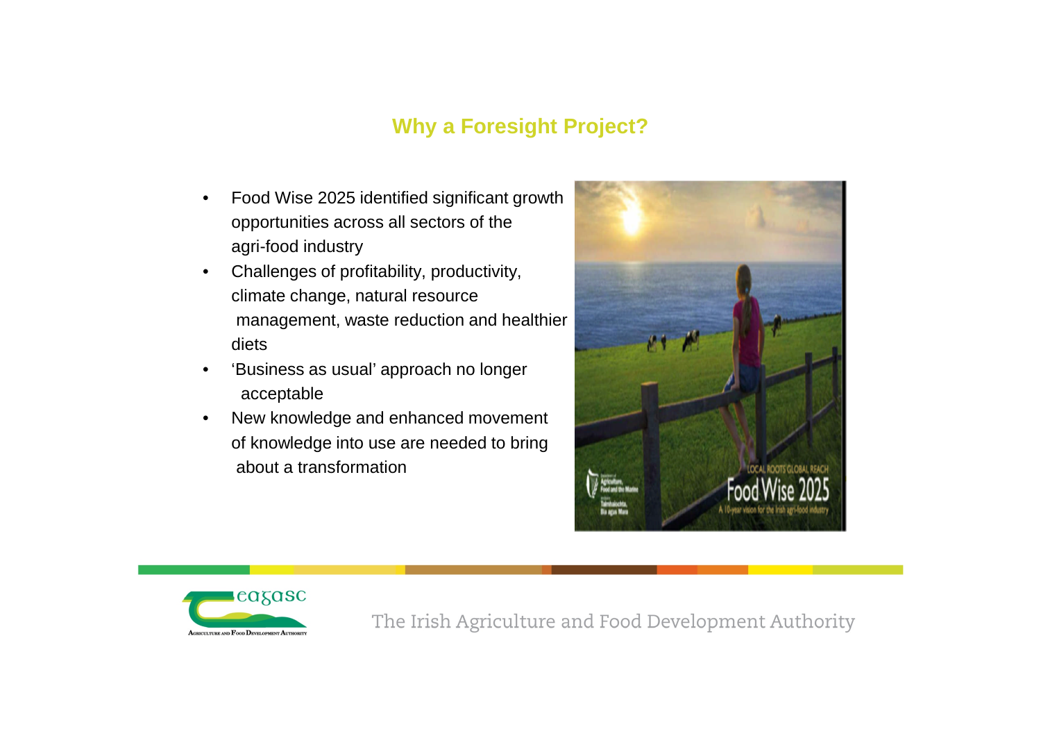# Why a Foresight Project?

- Food Wise 2025 identified significant growth opportunities across all sectors of the agri-food industry
- Challenges of profitability, productivity, climate change, natural resource management, waste reduction and healthier diets
- ‘Business as usual’ approach no longer acceptable
- New knowledge and enhanced movement of knowledge into use are needed to bring about a transformation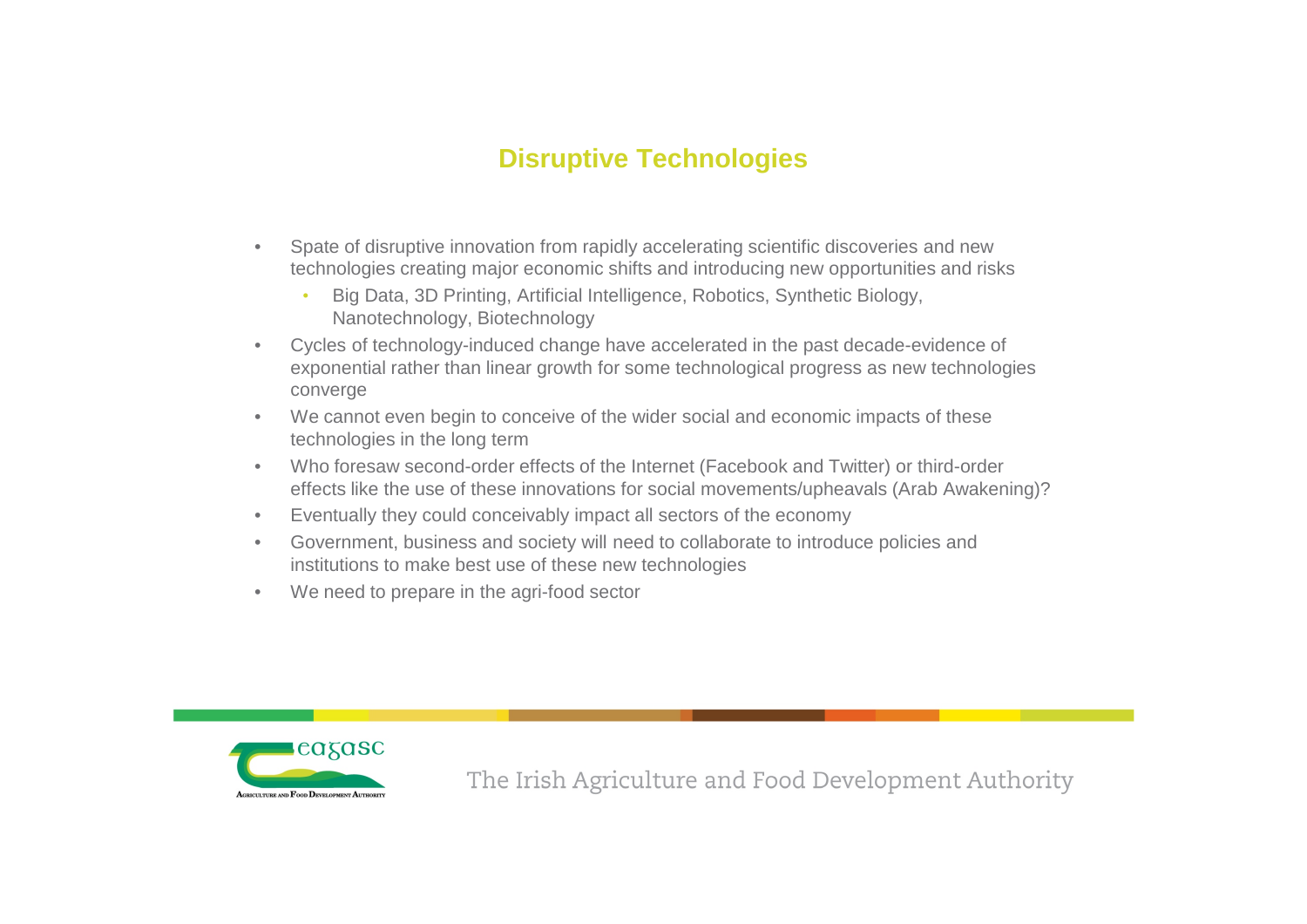## Disruptive Technologies

- Spate of disruptive innovation from rapidly accelerating scientific discoveries and new technologies creating major economic shifts and introducing new opportunities and risks
  - Big Data, 3D Printing, Artificial Intelligence, Robotics, Synthetic Biology, Nanotechnology, Biotechnology
- Cycles of technology-induced change have accelerated in the past decade-evidence of exponential rather than linear growth for some technological progress as new technologies converge
- We cannot even begin to conceive of the wider social and economic impacts of these technologies in the long term
- Who foresaw second-order effects of the Internet (Facebook and Twitter) or third-order effects like the use of these innovations for social movements/upheavals (Arab Awakening)?
- Eventually they could conceivably impact all sectors of the economy
- Government, business and society will need to collaborate to introduce policies and institutions to make best use of these new technologies
- We need to prepare in the agri-food sector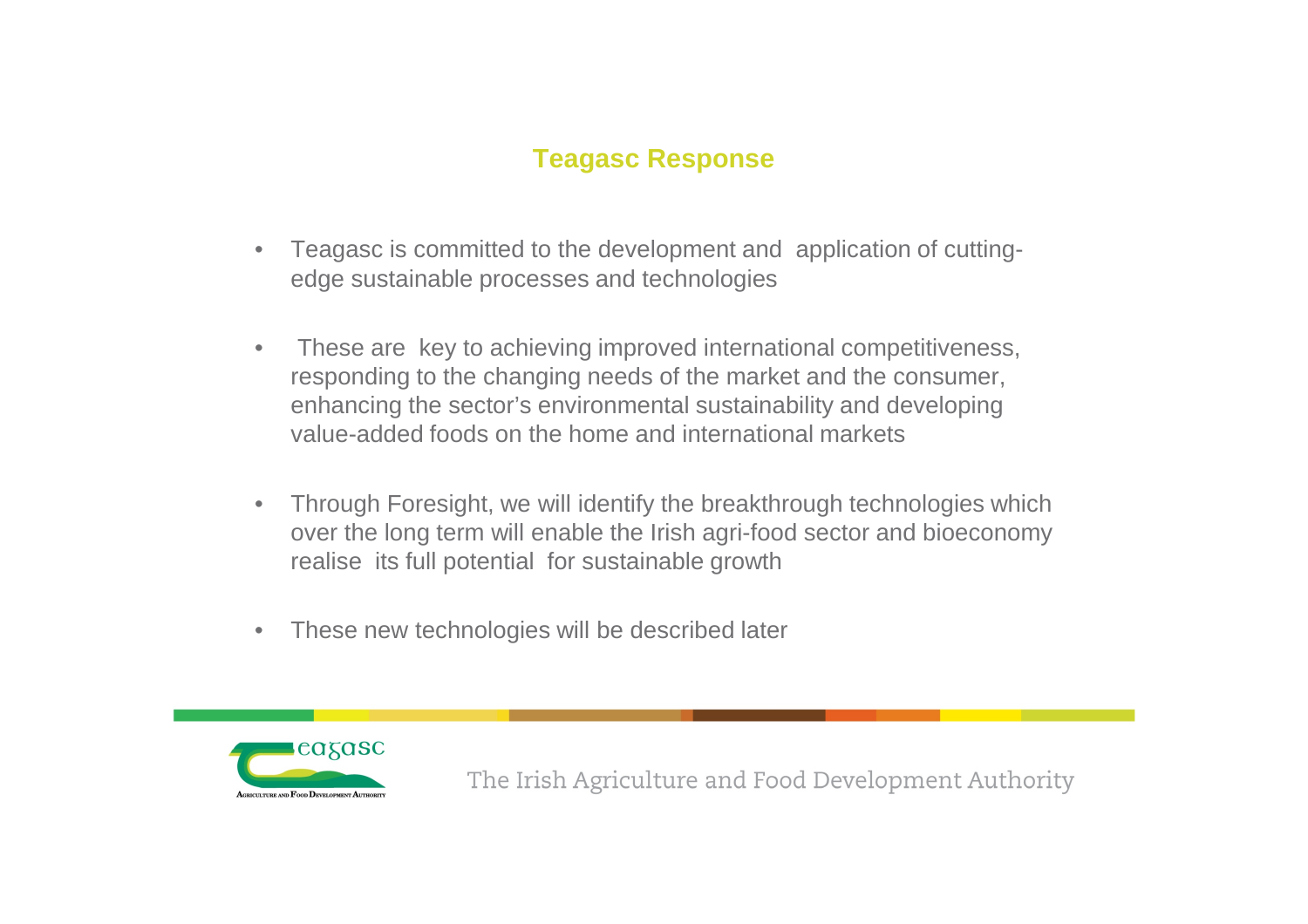## Teagasc Response

- Teagasc is committed to the development and application of cutting-edge sustainable processes and technologies
- These are key to achieving improved international competitiveness, responding to the changing needs of the market and the consumer, enhancing the sector's environmental sustainability and developing value-added foods on the home and international markets
- Through Foresight, we will identify the breakthrough technologies which over the long term will enable the Irish agri-food sector and bioeconomy realise its full potential for sustainable growth
- These new technologies will be described later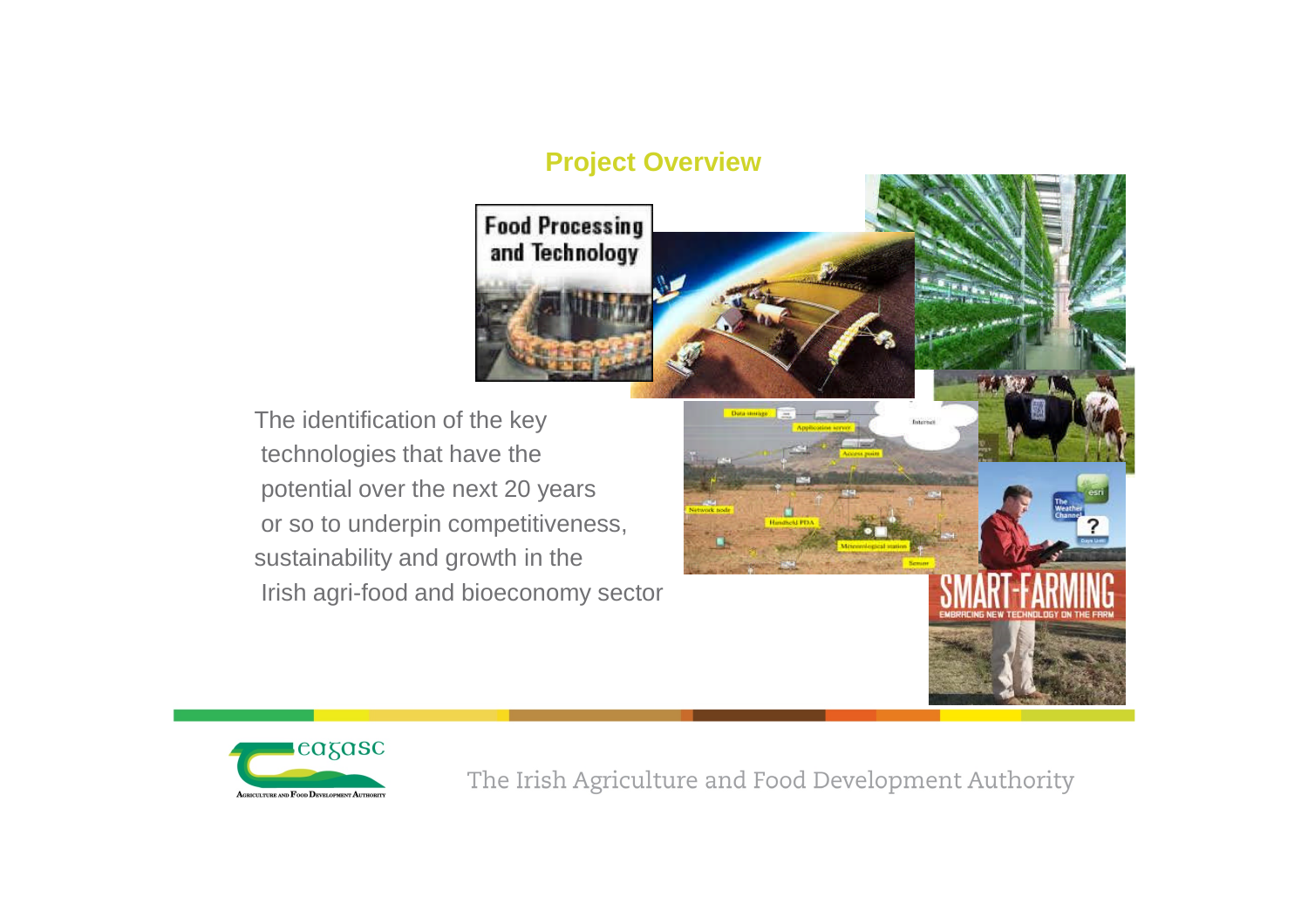## Project Overview

The identification of the key technologies that have the potential over the next 20 years or so to underpin competitiveness, sustainability and growth in the Irish agri-food and bioeconomy sector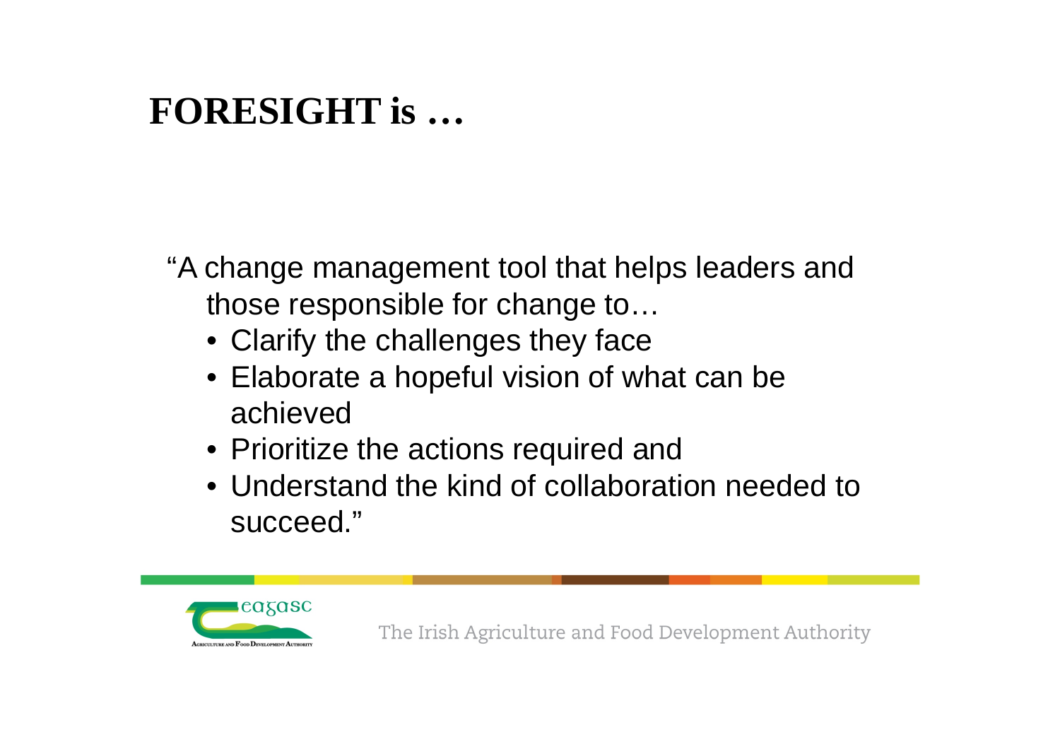# FORESIGHT is …

"A change management tool that helps leaders and those responsible for change to…

- Clarify the challenges they face
- Elaborate a hopeful vision of what can be achieved
- Prioritize the actions required and
- Understand the kind of collaboration needed to succeed."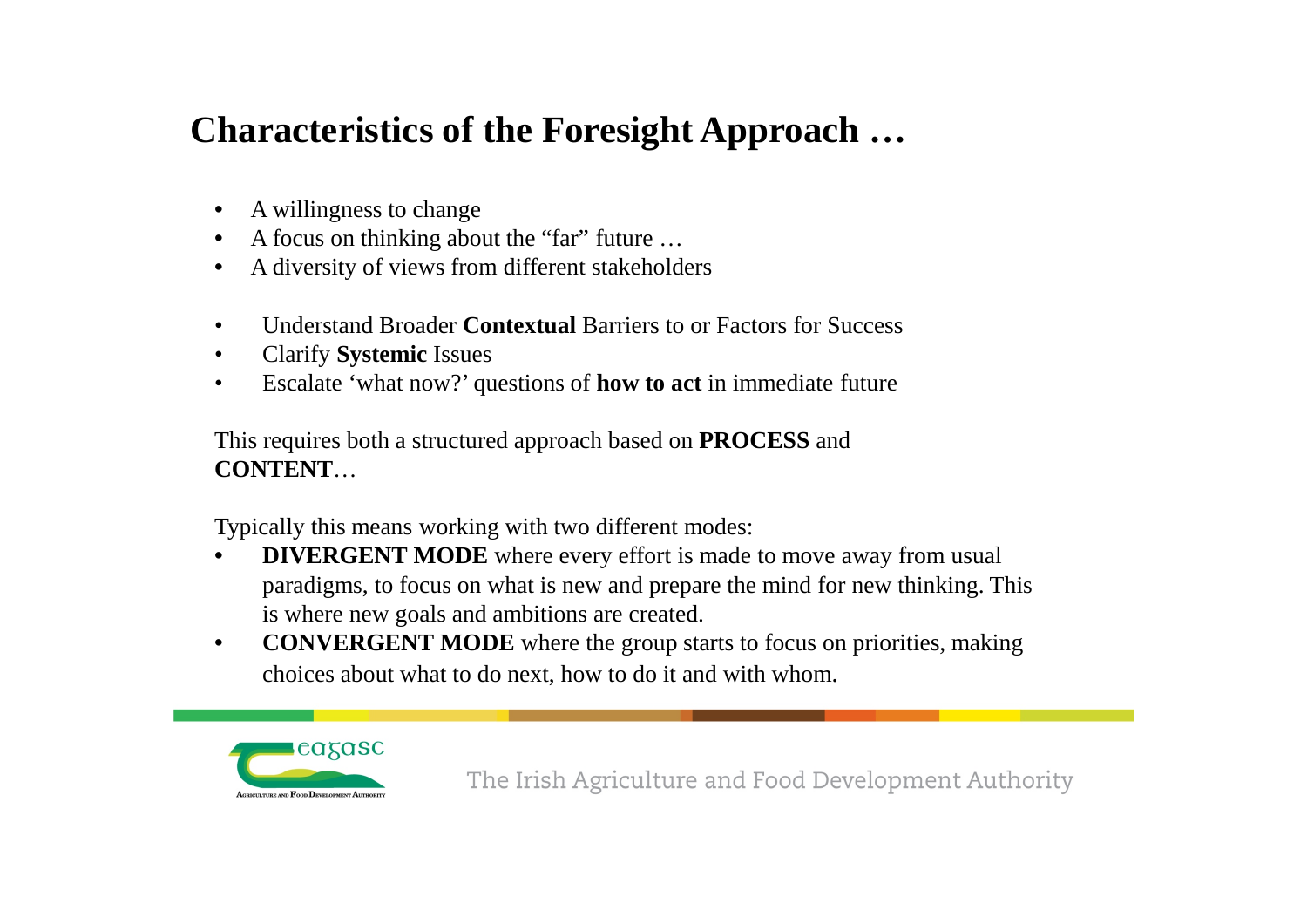## Characteristics of the Foresight Approach …

- A willingness to change
- A focus on thinking about the "far" future …
- A diversity of views from different stakeholders

- Understand Broader **Contextual** Barriers to or Factors for Success
- Clarify **Systemic** Issues
- Escalate 'what now?' questions of **how to act** in immediate future

This requires both a structured approach based on **PROCESS** and **CONTENT**…

Typically this means working with two different modes:

- **DIVERGENT MODE** where every effort is made to move away from usual paradigms, to focus on what is new and prepare the mind for new thinking. This is where new goals and ambitions are created.
- **CONVERGENT MODE** where the group starts to focus on priorities, making choices about what to do next, how to do it and with whom.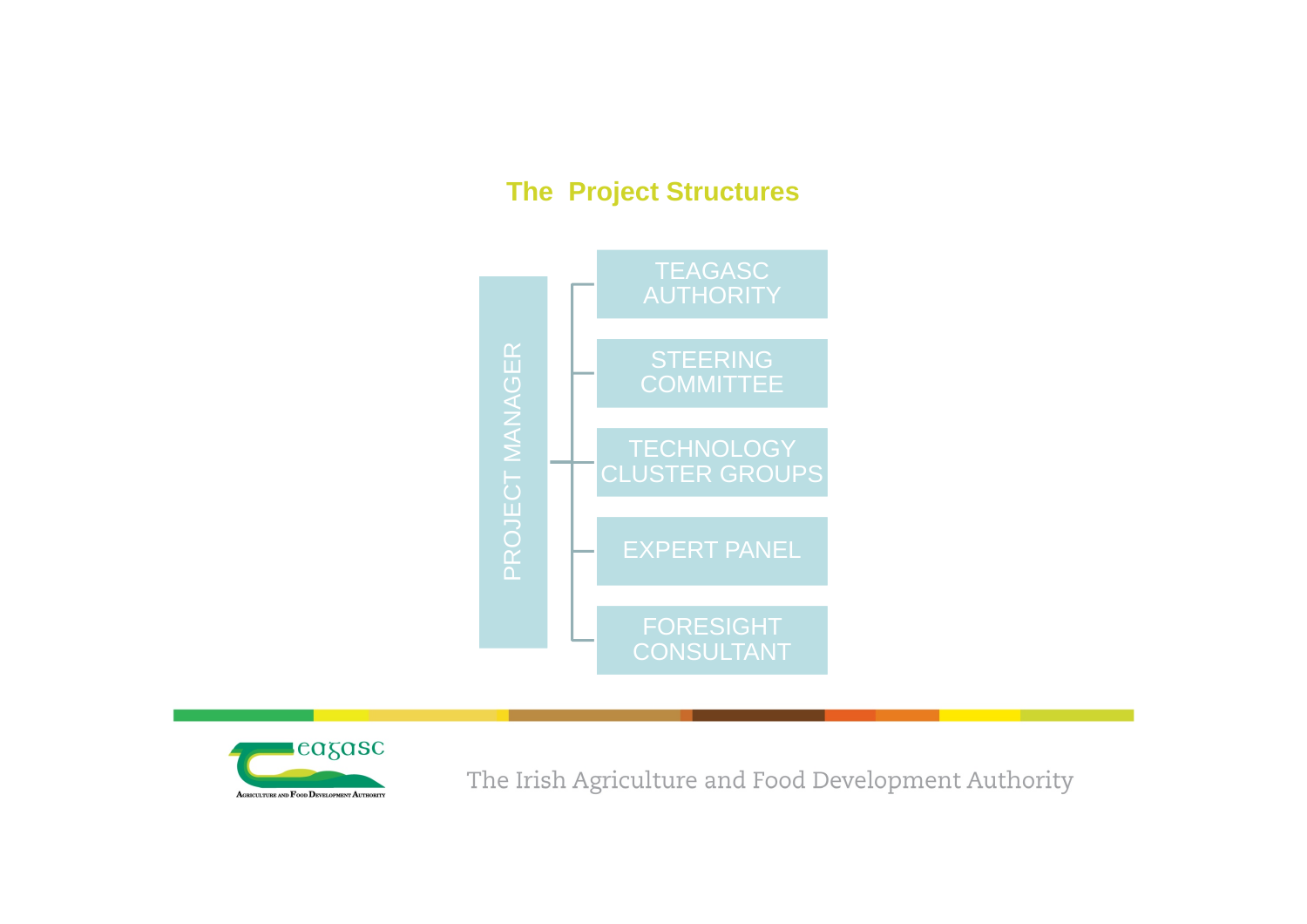## The Project Structures

- PROJECT MANAGER
  - TEAGASC AUTHORITY
  - STEERING COMMITTEE
  - TECHNOLOGY CLUSTER GROUPS
  - EXPERT PANEL
  - FORESIGHT CONSULTANT

Teagasc – Agriculture and Food Development Authority

The Irish Agriculture and Food Development Authority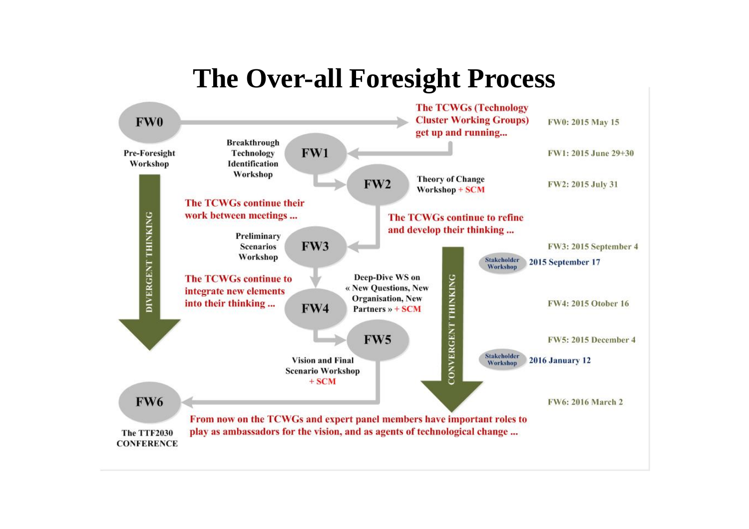# The Over-all Foresight Process

**FW0** — Pre-Foresight Workshop

The TCWGs (Technology Cluster Working Groups) get up and running...

**FW1** — Breakthrough Technology Identification Workshop

**FW2** — Theory of Change Workshop + SCM

The TCWGs continue their work between meetings ...

The TCWGs continue to refine and develop their thinking ...

**FW3** — Preliminary Scenarios Workshop

The TCWGs continue to integrate new elements into their thinking ...

**FW4** — Deep-Dive WS on « New Questions, New Organisation, New Partners » + SCM

**FW5** — Vision and Final Scenario Workshop + SCM

**FW6** — The TTF2030 CONFERENCE

From now on the TCWGs and expert panel members have important roles to play as ambassadors for the vision, and as agents of technological change ...

DIVERGENT THINKING

CONVERGENT THINKING

- FW0: 2015 May 15
- FW1: 2015 June 29+30
- FW2: 2015 July 31
- FW3: 2015 September 4
- Stakeholder Workshop 2015 September 17
- FW4: 2015 Otober 16
- FW5: 2015 December 4
- Stakeholder Workshop 2016 January 12
- FW6: 2016 March 2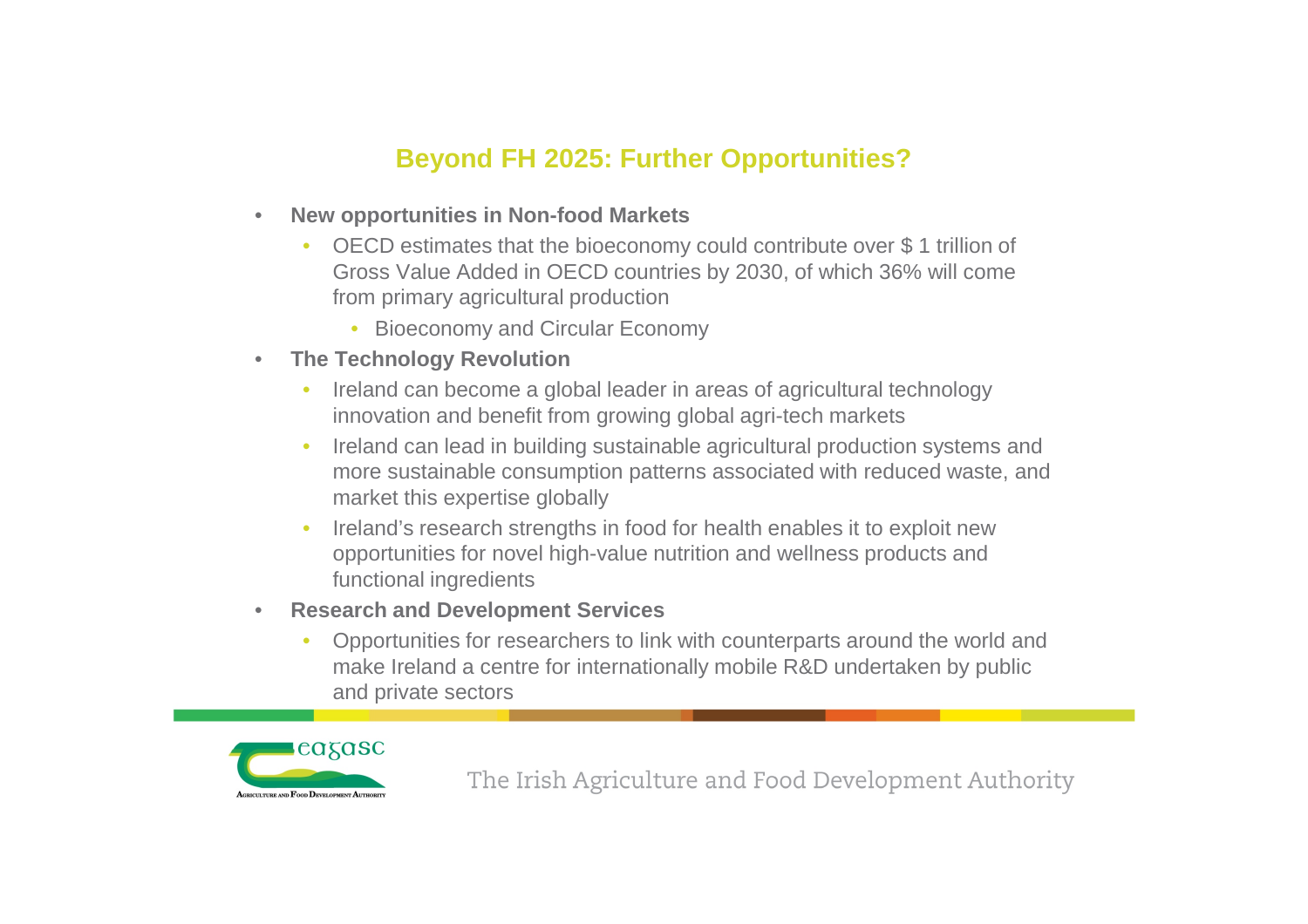## Beyond FH 2025: Further Opportunities?

- **New opportunities in Non-food Markets**
  - OECD estimates that the bioeconomy could contribute over $ 1 trillion of Gross Value Added in OECD countries by 2030, of which 36% will come from primary agricultural production
    - Bioeconomy and Circular Economy
- **The Technology Revolution**
  - Ireland can become a global leader in areas of agricultural technology innovation and benefit from growing global agri-tech markets
  - Ireland can lead in building sustainable agricultural production systems and more sustainable consumption patterns associated with reduced waste, and market this expertise globally
  - Ireland's research strengths in food for health enables it to exploit new opportunities for novel high-value nutrition and wellness products and functional ingredients
- **Research and Development Services**
  - Opportunities for researchers to link with counterparts around the world and make Ireland a centre for internationally mobile R&D undertaken by public and private sectors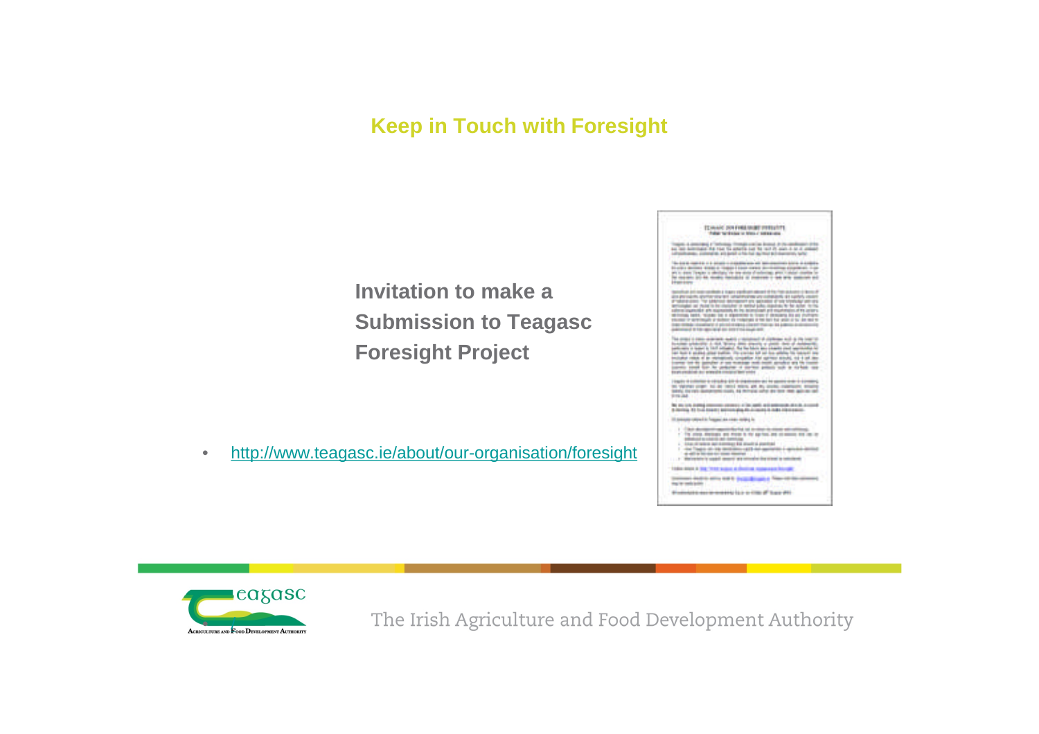## Keep in Touch with Foresight

**Invitation to make a Submission to Teagasc Foresight Project**

- http://www.teagasc.ie/about/our-organisation/foresight

The Irish Agriculture and Food Development Authority